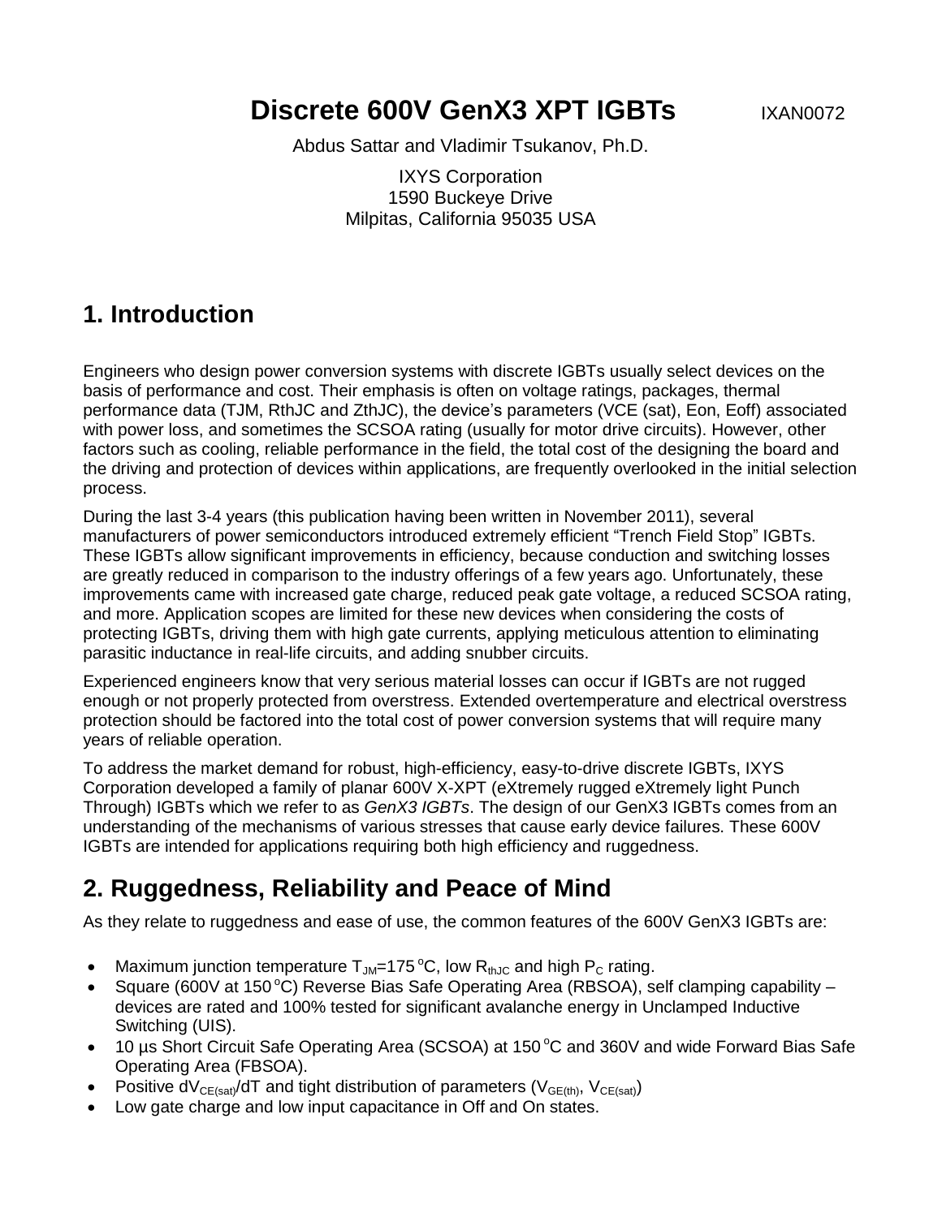# Discrete 600V GenX3 XPT IGBTs

IXAN0072

Abdus Sattar and Vladimir Tsukanov, Ph.D.

IXYS Corporation
1590 Buckeye Drive
Milpitas, California 95035 USA

## 1. Introduction

Engineers who design power conversion systems with discrete IGBTs usually select devices on the basis of performance and cost. Their emphasis is often on voltage ratings, packages, thermal performance data (TJM, RthJC and ZthJC), the device's parameters (VCE (sat), Eon, Eoff) associated with power loss, and sometimes the SCSOA rating (usually for motor drive circuits). However, other factors such as cooling, reliable performance in the field, the total cost of the designing the board and the driving and protection of devices within applications, are frequently overlooked in the initial selection process.

During the last 3-4 years (this publication having been written in November 2011), several manufacturers of power semiconductors introduced extremely efficient "Trench Field Stop" IGBTs. These IGBTs allow significant improvements in efficiency, because conduction and switching losses are greatly reduced in comparison to the industry offerings of a few years ago. Unfortunately, these improvements came with increased gate charge, reduced peak gate voltage, a reduced SCSOA rating, and more. Application scopes are limited for these new devices when considering the costs of protecting IGBTs, driving them with high gate currents, applying meticulous attention to eliminating parasitic inductance in real-life circuits, and adding snubber circuits.

Experienced engineers know that very serious material losses can occur if IGBTs are not rugged enough or not properly protected from overstress. Extended overtemperature and electrical overstress protection should be factored into the total cost of power conversion systems that will require many years of reliable operation.

To address the market demand for robust, high-efficiency, easy-to-drive discrete IGBTs, IXYS Corporation developed a family of planar 600V X-XPT (eXtremely rugged eXtremely light Punch Through) IGBTs which we refer to as *GenX3 IGBTs*. The design of our GenX3 IGBTs comes from an understanding of the mechanisms of various stresses that cause early device failures. These 600V IGBTs are intended for applications requiring both high efficiency and ruggedness.

## 2. Ruggedness, Reliability and Peace of Mind

As they relate to ruggedness and ease of use, the common features of the 600V GenX3 IGBTs are:

- Maximum junction temperature $T_{JM}$=175 °C, low $R_{thJC}$ and high $P_C$ rating.
- Square (600V at 150 °C) Reverse Bias Safe Operating Area (RBSOA), self clamping capability – devices are rated and 100% tested for significant avalanche energy in Unclamped Inductive Switching (UIS).
- 10 µs Short Circuit Safe Operating Area (SCSOA) at 150 °C and 360V and wide Forward Bias Safe Operating Area (FBSOA).
- Positive $dV_{CE(sat)}/dT$ and tight distribution of parameters ($V_{GE(th)}$, $V_{CE(sat)}$)
- Low gate charge and low input capacitance in Off and On states.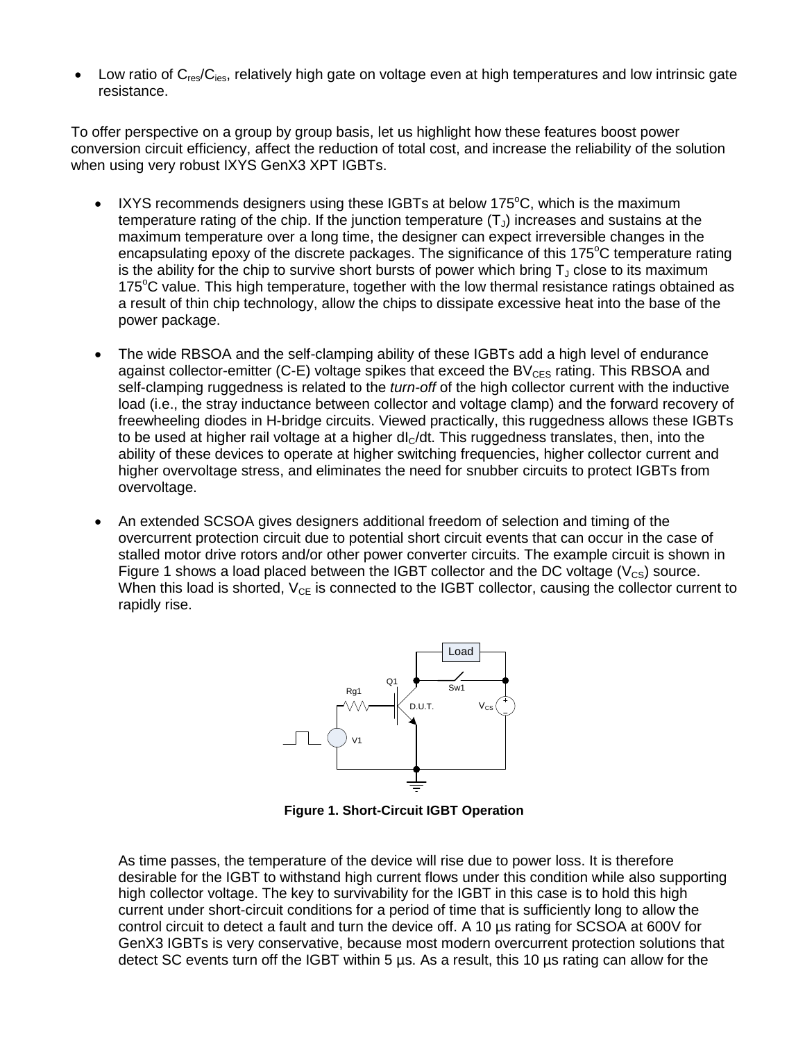- Low ratio of $C_{res}/C_{ies}$, relatively high gate on voltage even at high temperatures and low intrinsic gate resistance.

To offer perspective on a group by group basis, let us highlight how these features boost power conversion circuit efficiency, affect the reduction of total cost, and increase the reliability of the solution when using very robust IXYS GenX3 XPT IGBTs.

- IXYS recommends designers using these IGBTs at below 175°C, which is the maximum temperature rating of the chip. If the junction temperature ($T_J$) increases and sustains at the maximum temperature over a long time, the designer can expect irreversible changes in the encapsulating epoxy of the discrete packages. The significance of this 175°C temperature rating is the ability for the chip to survive short bursts of power which bring $T_J$ close to its maximum 175°C value. This high temperature, together with the low thermal resistance ratings obtained as a result of thin chip technology, allow the chips to dissipate excessive heat into the base of the power package.

- The wide RBSOA and the self-clamping ability of these IGBTs add a high level of endurance against collector-emitter (C-E) voltage spikes that exceed the $BV_{CES}$ rating. This RBSOA and self-clamping ruggedness is related to the *turn-off* of the high collector current with the inductive load (i.e., the stray inductance between collector and voltage clamp) and the forward recovery of freewheeling diodes in H-bridge circuits. Viewed practically, this ruggedness allows these IGBTs to be used at higher rail voltage at a higher $dI_C/dt$. This ruggedness translates, then, into the ability of these devices to operate at higher switching frequencies, higher collector current and higher overvoltage stress, and eliminates the need for snubber circuits to protect IGBTs from overvoltage.

- An extended SCSOA gives designers additional freedom of selection and timing of the overcurrent protection circuit due to potential short circuit events that can occur in the case of stalled motor drive rotors and/or other power converter circuits. The example circuit is shown in Figure 1 shows a load placed between the IGBT collector and the DC voltage ($V_{CS}$) source. When this load is shorted, $V_{CE}$ is connected to the IGBT collector, causing the collector current to rapidly rise.

**Figure 1. Short-Circuit IGBT Operation**

As time passes, the temperature of the device will rise due to power loss. It is therefore desirable for the IGBT to withstand high current flows under this condition while also supporting high collector voltage. The key to survivability for the IGBT in this case is to hold this high current under short-circuit conditions for a period of time that is sufficiently long to allow the control circuit to detect a fault and turn the device off. A 10 µs rating for SCSOA at 600V for GenX3 IGBTs is very conservative, because most modern overcurrent protection solutions that detect SC events turn off the IGBT within 5 µs. As a result, this 10 µs rating can allow for the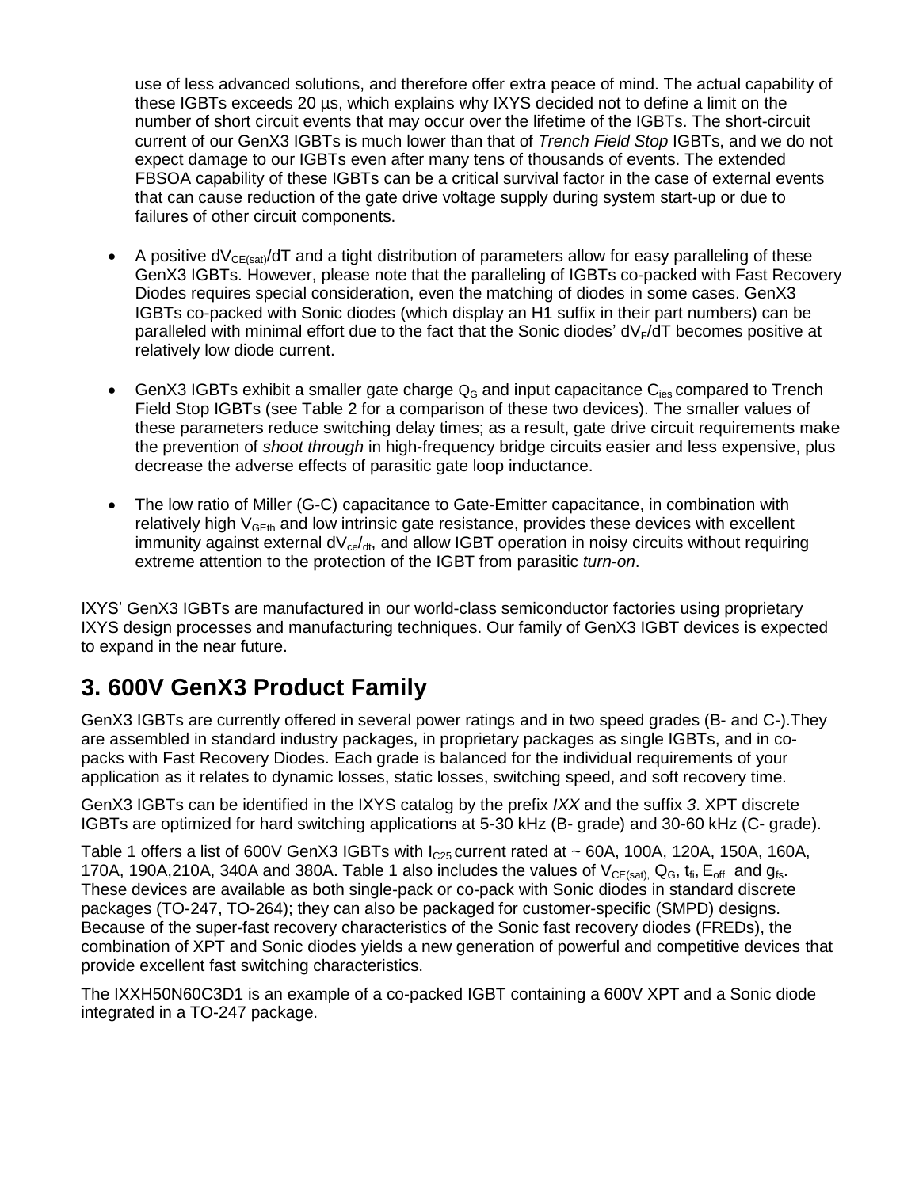use of less advanced solutions, and therefore offer extra peace of mind. The actual capability of these IGBTs exceeds 20 µs, which explains why IXYS decided not to define a limit on the number of short circuit events that may occur over the lifetime of the IGBTs. The short-circuit current of our GenX3 IGBTs is much lower than that of *Trench Field Stop* IGBTs, and we do not expect damage to our IGBTs even after many tens of thousands of events. The extended FBSOA capability of these IGBTs can be a critical survival factor in the case of external events that can cause reduction of the gate drive voltage supply during system start-up or due to failures of other circuit components.

- A positive $dV_{CE(sat)}/dT$ and a tight distribution of parameters allow for easy paralleling of these GenX3 IGBTs. However, please note that the paralleling of IGBTs co-packed with Fast Recovery Diodes requires special consideration, even the matching of diodes in some cases. GenX3 IGBTs co-packed with Sonic diodes (which display an H1 suffix in their part numbers) can be paralleled with minimal effort due to the fact that the Sonic diodes' $dV_F/dT$ becomes positive at relatively low diode current.

- GenX3 IGBTs exhibit a smaller gate charge $Q_G$ and input capacitance $C_{ies}$ compared to Trench Field Stop IGBTs (see Table 2 for a comparison of these two devices). The smaller values of these parameters reduce switching delay times; as a result, gate drive circuit requirements make the prevention of *shoot through* in high-frequency bridge circuits easier and less expensive, plus decrease the adverse effects of parasitic gate loop inductance.

- The low ratio of Miller (G-C) capacitance to Gate-Emitter capacitance, in combination with relatively high $V_{GEth}$ and low intrinsic gate resistance, provides these devices with excellent immunity against external $dV_{ce}/_{dt}$, and allow IGBT operation in noisy circuits without requiring extreme attention to the protection of the IGBT from parasitic *turn-on*.

IXYS' GenX3 IGBTs are manufactured in our world-class semiconductor factories using proprietary IXYS design processes and manufacturing techniques. Our family of GenX3 IGBT devices is expected to expand in the near future.

## 3. 600V GenX3 Product Family

GenX3 IGBTs are currently offered in several power ratings and in two speed grades (B- and C-).They are assembled in standard industry packages, in proprietary packages as single IGBTs, and in co-packs with Fast Recovery Diodes. Each grade is balanced for the individual requirements of your application as it relates to dynamic losses, static losses, switching speed, and soft recovery time.

GenX3 IGBTs can be identified in the IXYS catalog by the prefix *IXX* and the suffix *3*. XPT discrete IGBTs are optimized for hard switching applications at 5-30 kHz (B- grade) and 30-60 kHz (C- grade).

Table 1 offers a list of 600V GenX3 IGBTs with $I_{C25}$ current rated at ~ 60A, 100A, 120A, 150A, 160A, 170A, 190A,210A, 340A and 380A. Table 1 also includes the values of $V_{CE(sat)}$, $Q_G$, $t_{fi}$, $E_{off}$ and $g_{fs}$. These devices are available as both single-pack or co-pack with Sonic diodes in standard discrete packages (TO-247, TO-264); they can also be packaged for customer-specific (SMPD) designs. Because of the super-fast recovery characteristics of the Sonic fast recovery diodes (FREDs), the combination of XPT and Sonic diodes yields a new generation of powerful and competitive devices that provide excellent fast switching characteristics.

The IXXH50N60C3D1 is an example of a co-packed IGBT containing a 600V XPT and a Sonic diode integrated in a TO-247 package.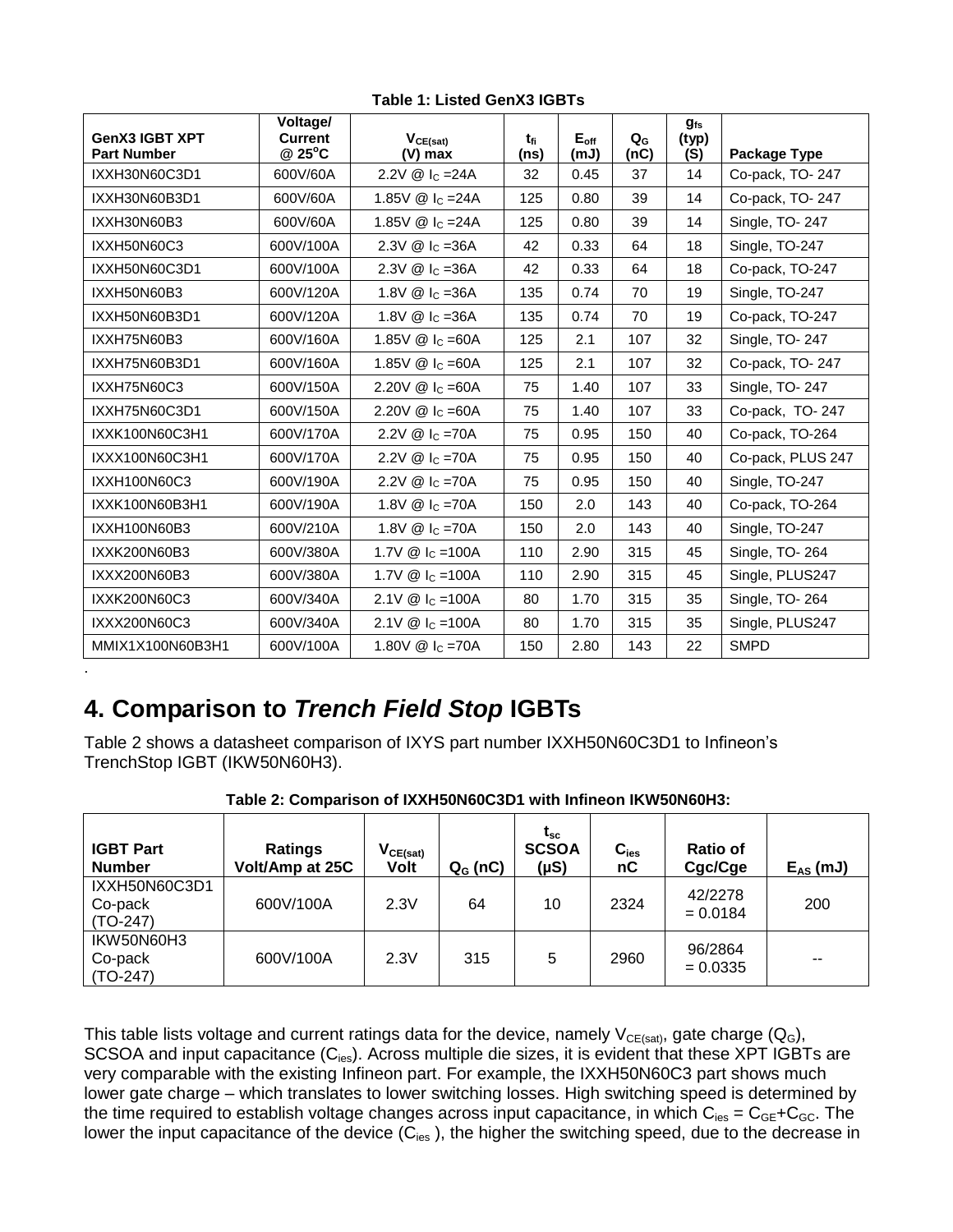**Table 1: Listed GenX3 IGBTs**

| GenX3 IGBT XPT Part Number | Voltage/ Current @ 25°C | $V_{CE(sat)}$ (V) max | $t_{fi}$ (ns) | $E_{off}$ (mJ) | $Q_G$ (nC) | $g_{fs}$ (typ) (S) | Package Type |
|---|---|---|---|---|---|---|---|
| IXXH30N60C3D1 | 600V/60A | 2.2V @ $I_C$ =24A | 32 | 0.45 | 37 | 14 | Co-pack, TO- 247 |
| IXXH30N60B3D1 | 600V/60A | 1.85V @ $I_C$ =24A | 125 | 0.80 | 39 | 14 | Co-pack, TO- 247 |
| IXXH30N60B3 | 600V/60A | 1.85V @ $I_C$ =24A | 125 | 0.80 | 39 | 14 | Single, TO- 247 |
| IXXH50N60C3 | 600V/100A | 2.3V @ $I_C$ =36A | 42 | 0.33 | 64 | 18 | Single, TO-247 |
| IXXH50N60C3D1 | 600V/100A | 2.3V @ $I_C$ =36A | 42 | 0.33 | 64 | 18 | Co-pack, TO-247 |
| IXXH50N60B3 | 600V/120A | 1.8V @ $I_C$ =36A | 135 | 0.74 | 70 | 19 | Single, TO-247 |
| IXXH50N60B3D1 | 600V/120A | 1.8V @ $I_C$ =36A | 135 | 0.74 | 70 | 19 | Co-pack, TO-247 |
| IXXH75N60B3 | 600V/160A | 1.85V @ $I_C$ =60A | 125 | 2.1 | 107 | 32 | Single, TO- 247 |
| IXXH75N60B3D1 | 600V/160A | 1.85V @ $I_C$ =60A | 125 | 2.1 | 107 | 32 | Co-pack, TO- 247 |
| IXXH75N60C3 | 600V/150A | 2.20V @ $I_C$ =60A | 75 | 1.40 | 107 | 33 | Single, TO- 247 |
| IXXH75N60C3D1 | 600V/150A | 2.20V @ $I_C$ =60A | 75 | 1.40 | 107 | 33 | Co-pack, TO- 247 |
| IXXK100N60C3H1 | 600V/170A | 2.2V @ $I_C$ =70A | 75 | 0.95 | 150 | 40 | Co-pack, TO-264 |
| IXXX100N60C3H1 | 600V/170A | 2.2V @ $I_C$ =70A | 75 | 0.95 | 150 | 40 | Co-pack, PLUS 247 |
| IXXH100N60C3 | 600V/190A | 2.2V @ $I_C$ =70A | 75 | 0.95 | 150 | 40 | Single, TO-247 |
| IXXK100N60B3H1 | 600V/190A | 1.8V @ $I_C$ =70A | 150 | 2.0 | 143 | 40 | Co-pack, TO-264 |
| IXXH100N60B3 | 600V/210A | 1.8V @ $I_C$ =70A | 150 | 2.0 | 143 | 40 | Single, TO-247 |
| IXXK200N60B3 | 600V/380A | 1.7V @ $I_C$ =100A | 110 | 2.90 | 315 | 45 | Single, TO- 264 |
| IXXX200N60B3 | 600V/380A | 1.7V @ $I_C$ =100A | 110 | 2.90 | 315 | 45 | Single, PLUS247 |
| IXXK200N60C3 | 600V/340A | 2.1V @ $I_C$ =100A | 80 | 1.70 | 315 | 35 | Single, TO- 264 |
| IXXX200N60C3 | 600V/340A | 2.1V @ $I_C$ =100A | 80 | 1.70 | 315 | 35 | Single, PLUS247 |
| MMIX1X100N60B3H1 | 600V/100A | 1.80V @ $I_C$ =70A | 150 | 2.80 | 143 | 22 | SMPD |

## 4. Comparison to *Trench Field Stop* IGBTs

Table 2 shows a datasheet comparison of IXYS part number IXXH50N60C3D1 to Infineon's TrenchStop IGBT (IKW50N60H3).

**Table 2: Comparison of IXXH50N60C3D1 with Infineon IKW50N60H3:**

| IGBT Part Number | Ratings Volt/Amp at 25C | $V_{CE(sat)}$ Volt | $Q_G$ (nC) | $t_{sc}$ SCSOA (µS) | $C_{ies}$ nC | Ratio of Cgc/Cge | $E_{AS}$ (mJ) |
|---|---|---|---|---|---|---|---|
| IXXH50N60C3D1 Co-pack (TO-247) | 600V/100A | 2.3V | 64 | 10 | 2324 | 42/2278 = 0.0184 | 200 |
| IKW50N60H3 Co-pack (TO-247) | 600V/100A | 2.3V | 315 | 5 | 2960 | 96/2864 = 0.0335 | -- |

This table lists voltage and current ratings data for the device, namely $V_{CE(sat)}$, gate charge ($Q_G$), SCSOA and input capacitance ($C_{ies}$). Across multiple die sizes, it is evident that these XPT IGBTs are very comparable with the existing Infineon part. For example, the IXXH50N60C3 part shows much lower gate charge – which translates to lower switching losses. High switching speed is determined by the time required to establish voltage changes across input capacitance, in which $C_{ies} = C_{GE}+C_{GC}$. The lower the input capacitance of the device ($C_{ies}$ ), the higher the switching speed, due to the decrease in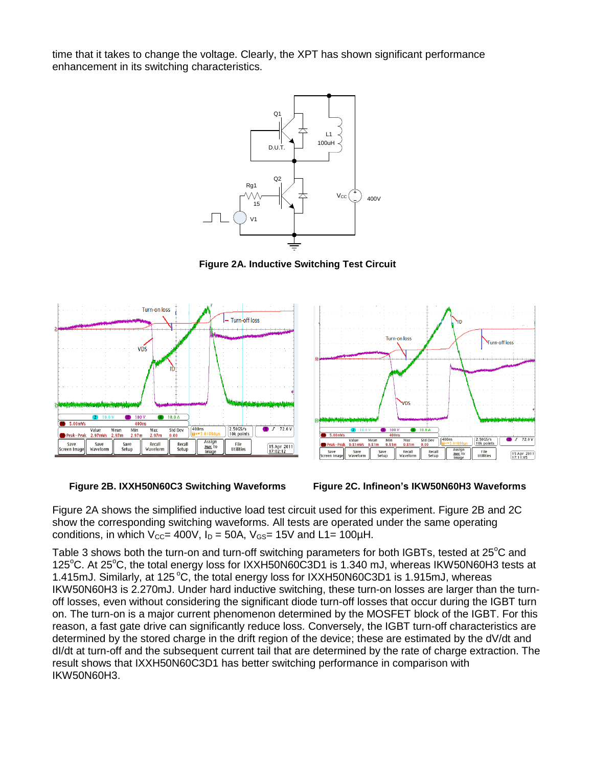time that it takes to change the voltage. Clearly, the XPT has shown significant performance enhancement in its switching characteristics.

**Figure 2A. Inductive Switching Test Circuit**

**Figure 2B. IXXH50N60C3 Switching Waveforms**

**Figure 2C. Infineon's IKW50N60H3 Waveforms**

Figure 2A shows the simplified inductive load test circuit used for this experiment. Figure 2B and 2C show the corresponding switching waveforms. All tests are operated under the same operating conditions, in which $V_{CC}$= 400V, $I_D$ = 50A, $V_{GS}$= 15V and L1= 100µH.

Table 3 shows both the turn-on and turn-off switching parameters for both IGBTs, tested at 25°C and 125°C. At 25°C, the total energy loss for IXXH50N60C3D1 is 1.340 mJ, whereas IKW50N60H3 tests at 1.415mJ. Similarly, at 125 °C, the total energy loss for IXXH50N60C3D1 is 1.915mJ, whereas IKW50N60H3 is 2.270mJ. Under hard inductive switching, these turn-on losses are larger than the turn-off losses, even without considering the significant diode turn-off losses that occur during the IGBT turn on. The turn-on is a major current phenomenon determined by the MOSFET block of the IGBT. For this reason, a fast gate drive can significantly reduce loss. Conversely, the IGBT turn-off characteristics are determined by the stored charge in the drift region of the device; these are estimated by the dV/dt and dI/dt at turn-off and the subsequent current tail that are determined by the rate of charge extraction. The result shows that IXXH50N60C3D1 has better switching performance in comparison with IKW50N60H3.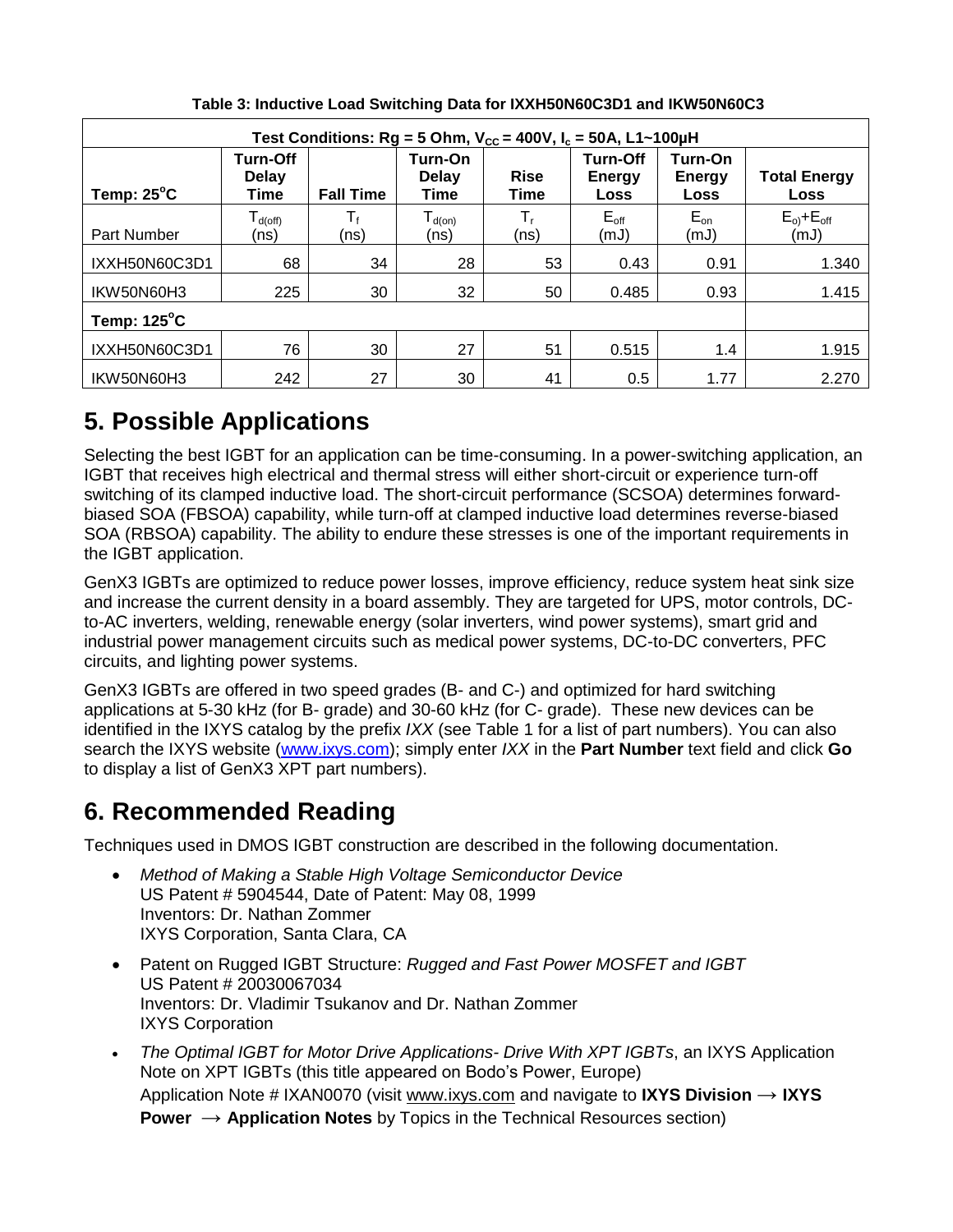**Table 3: Inductive Load Switching Data for IXXH50N60C3D1 and IKW50N60C3**

| Test Conditions: Rg = 5 Ohm, $V_{CC}$ = 400V, $I_c$ = 50A, L1~100µH | | | | | | | |
|---|---|---|---|---|---|---|---|
| **Temp: 25°C** | **Turn-Off Delay Time** | **Fall Time** | **Turn-On Delay Time** | **Rise Time** | **Turn-Off Energy Loss** | **Turn-On Energy Loss** | **Total Energy Loss** |
| Part Number | $T_{d(off)}$ (ns) | $T_f$ (ns) | $T_{d(on)}$ (ns) | $T_r$ (ns) | $E_{off}$ (mJ) | $E_{on}$ (mJ) | $E_{o)}+E_{off}$ (mJ) |
| IXXH50N60C3D1 | 68 | 34 | 28 | 53 | 0.43 | 0.91 | 1.340 |
| IKW50N60H3 | 225 | 30 | 32 | 50 | 0.485 | 0.93 | 1.415 |
| **Temp: 125°C** | | | | | | | |
| IXXH50N60C3D1 | 76 | 30 | 27 | 51 | 0.515 | 1.4 | 1.915 |
| IKW50N60H3 | 242 | 27 | 30 | 41 | 0.5 | 1.77 | 2.270 |

# 5. Possible Applications

Selecting the best IGBT for an application can be time-consuming. In a power-switching application, an IGBT that receives high electrical and thermal stress will either short-circuit or experience turn-off switching of its clamped inductive load. The short-circuit performance (SCSOA) determines forward-biased SOA (FBSOA) capability, while turn-off at clamped inductive load determines reverse-biased SOA (RBSOA) capability. The ability to endure these stresses is one of the important requirements in the IGBT application.

GenX3 IGBTs are optimized to reduce power losses, improve efficiency, reduce system heat sink size and increase the current density in a board assembly. They are targeted for UPS, motor controls, DC-to-AC inverters, welding, renewable energy (solar inverters, wind power systems), smart grid and industrial power management circuits such as medical power systems, DC-to-DC converters, PFC circuits, and lighting power systems.

GenX3 IGBTs are offered in two speed grades (B- and C-) and optimized for hard switching applications at 5-30 kHz (for B- grade) and 30-60 kHz (for C- grade). These new devices can be identified in the IXYS catalog by the prefix *IXX* (see Table 1 for a list of part numbers). You can also search the IXYS website (www.ixys.com); simply enter *IXX* in the **Part Number** text field and click **Go** to display a list of GenX3 XPT part numbers).

# 6. Recommended Reading

Techniques used in DMOS IGBT construction are described in the following documentation.

- *Method of Making a Stable High Voltage Semiconductor Device*
  US Patent # 5904544, Date of Patent: May 08, 1999
  Inventors: Dr. Nathan Zommer
  IXYS Corporation, Santa Clara, CA
- Patent on Rugged IGBT Structure: *Rugged and Fast Power MOSFET and IGBT*
  US Patent # 20030067034
  Inventors: Dr. Vladimir Tsukanov and Dr. Nathan Zommer
  IXYS Corporation
- *The Optimal IGBT for Motor Drive Applications- Drive With XPT IGBTs*, an IXYS Application Note on XPT IGBTs (this title appeared on Bodo's Power, Europe)
  Application Note # IXAN0070 (visit www.ixys.com and navigate to **IXYS Division → IXYS Power → Application Notes** by Topics in the Technical Resources section)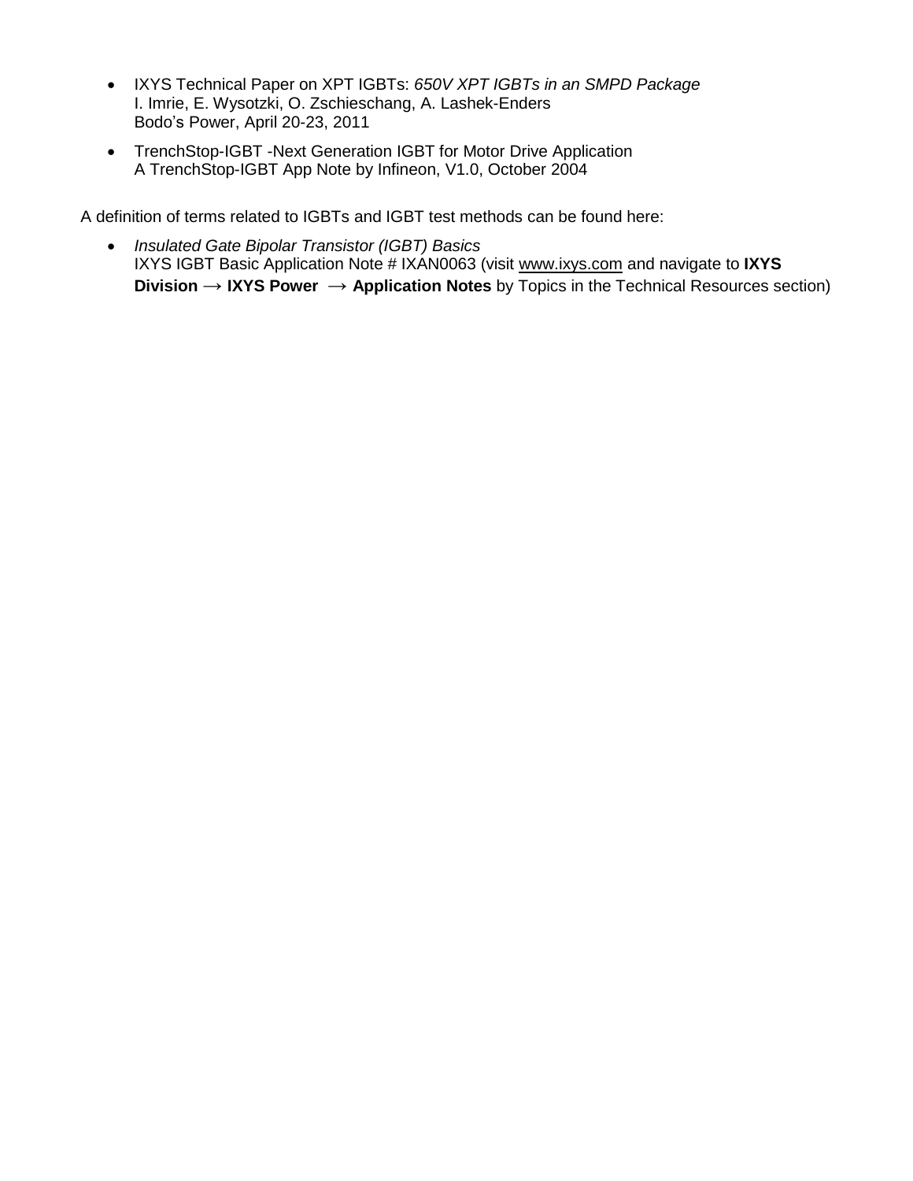- IXYS Technical Paper on XPT IGBTs: *650V XPT IGBTs in an SMPD Package*
  I. Imrie, E. Wysotzki, O. Zschieschang, A. Lashek-Enders
  Bodo's Power, April 20-23, 2011
- TrenchStop-IGBT -Next Generation IGBT for Motor Drive Application
  A TrenchStop-IGBT App Note by Infineon, V1.0, October 2004

A definition of terms related to IGBTs and IGBT test methods can be found here:

- *Insulated Gate Bipolar Transistor (IGBT) Basics*
  IXYS IGBT Basic Application Note # IXAN0063 (visit www.ixys.com and navigate to **IXYS Division → IXYS Power → Application Notes** by Topics in the Technical Resources section)